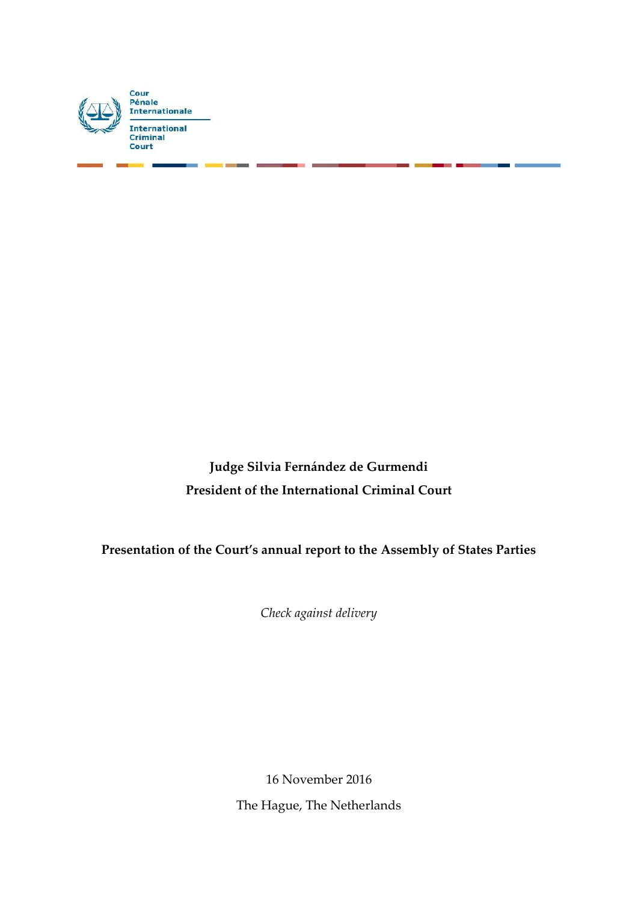Cour
Pénale
Internationale

International
Criminal
Court

**Judge Silvia Fernández de Gurmendi**

**President of the International Criminal Court**

**Presentation of the Court's annual report to the Assembly of States Parties**

*Check against delivery*

16 November 2016

The Hague, The Netherlands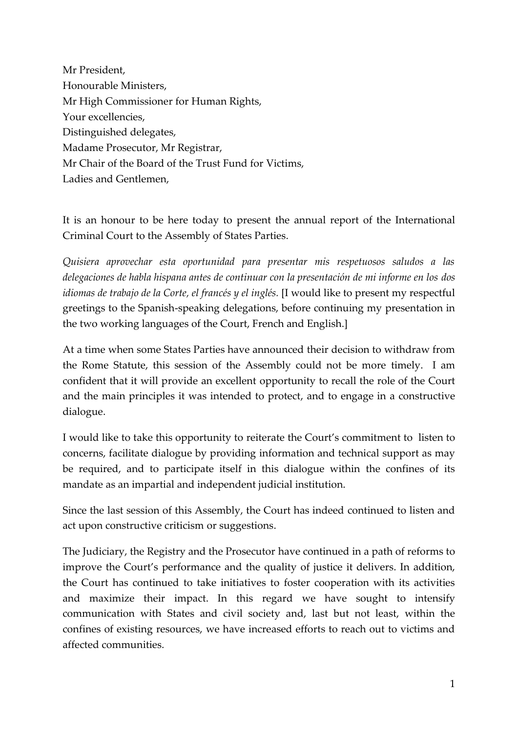Mr President,
Honourable Ministers,
Mr High Commissioner for Human Rights,
Your excellencies,
Distinguished delegates,
Madame Prosecutor, Mr Registrar,
Mr Chair of the Board of the Trust Fund for Victims,
Ladies and Gentlemen,

It is an honour to be here today to present the annual report of the International Criminal Court to the Assembly of States Parties.

*Quisiera aprovechar esta oportunidad para presentar mis respetuosos saludos a las delegaciones de habla hispana antes de continuar con la presentación de mi informe en los dos idiomas de trabajo de la Corte, el francés y el inglés.* [I would like to present my respectful greetings to the Spanish-speaking delegations, before continuing my presentation in the two working languages of the Court, French and English.]

At a time when some States Parties have announced their decision to withdraw from the Rome Statute, this session of the Assembly could not be more timely. I am confident that it will provide an excellent opportunity to recall the role of the Court and the main principles it was intended to protect, and to engage in a constructive dialogue.

I would like to take this opportunity to reiterate the Court's commitment to listen to concerns, facilitate dialogue by providing information and technical support as may be required, and to participate itself in this dialogue within the confines of its mandate as an impartial and independent judicial institution.

Since the last session of this Assembly, the Court has indeed continued to listen and act upon constructive criticism or suggestions.

The Judiciary, the Registry and the Prosecutor have continued in a path of reforms to improve the Court's performance and the quality of justice it delivers. In addition, the Court has continued to take initiatives to foster cooperation with its activities and maximize their impact. In this regard we have sought to intensify communication with States and civil society and, last but not least, within the confines of existing resources, we have increased efforts to reach out to victims and affected communities.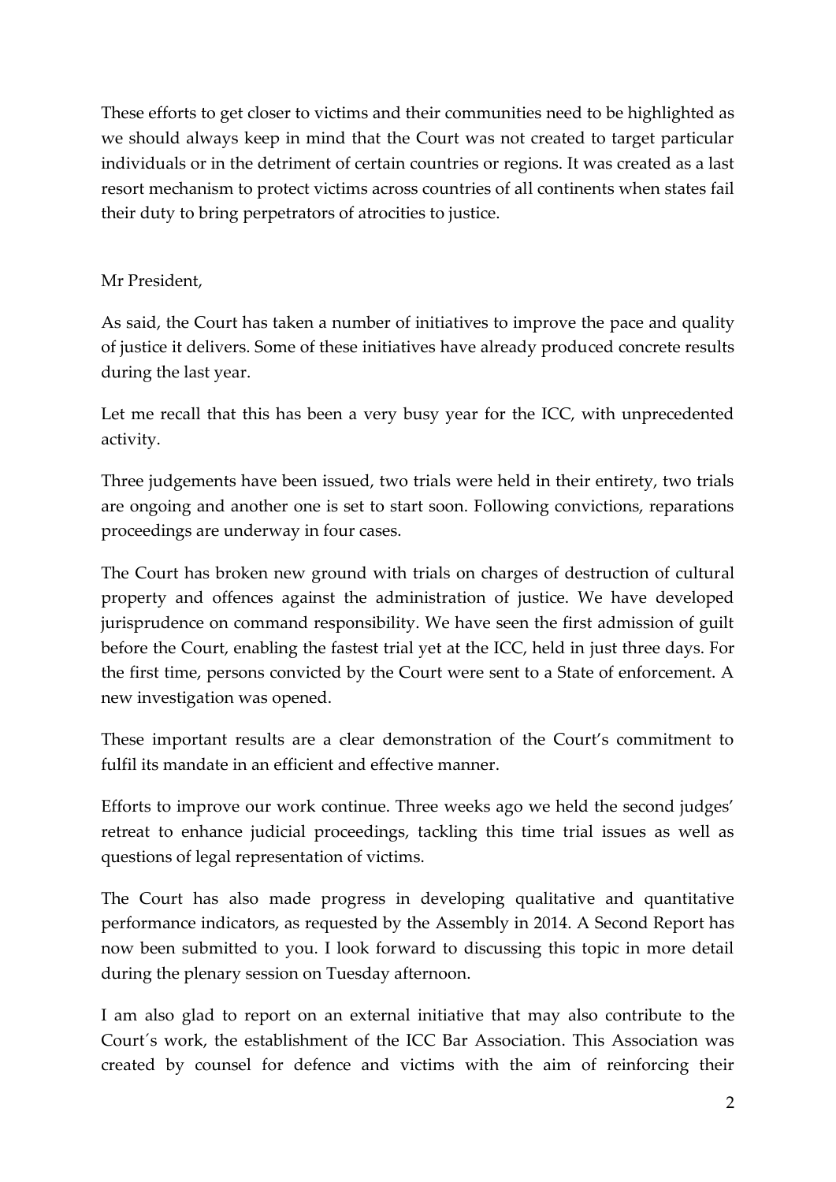These efforts to get closer to victims and their communities need to be highlighted as we should always keep in mind that the Court was not created to target particular individuals or in the detriment of certain countries or regions. It was created as a last resort mechanism to protect victims across countries of all continents when states fail their duty to bring perpetrators of atrocities to justice.

Mr President,

As said, the Court has taken a number of initiatives to improve the pace and quality of justice it delivers. Some of these initiatives have already produced concrete results during the last year.

Let me recall that this has been a very busy year for the ICC, with unprecedented activity.

Three judgements have been issued, two trials were held in their entirety, two trials are ongoing and another one is set to start soon. Following convictions, reparations proceedings are underway in four cases.

The Court has broken new ground with trials on charges of destruction of cultural property and offences against the administration of justice. We have developed jurisprudence on command responsibility. We have seen the first admission of guilt before the Court, enabling the fastest trial yet at the ICC, held in just three days. For the first time, persons convicted by the Court were sent to a State of enforcement. A new investigation was opened.

These important results are a clear demonstration of the Court's commitment to fulfil its mandate in an efficient and effective manner.

Efforts to improve our work continue. Three weeks ago we held the second judges' retreat to enhance judicial proceedings, tackling this time trial issues as well as questions of legal representation of victims.

The Court has also made progress in developing qualitative and quantitative performance indicators, as requested by the Assembly in 2014. A Second Report has now been submitted to you. I look forward to discussing this topic in more detail during the plenary session on Tuesday afternoon.

I am also glad to report on an external initiative that may also contribute to the Court´s work, the establishment of the ICC Bar Association. This Association was created by counsel for defence and victims with the aim of reinforcing their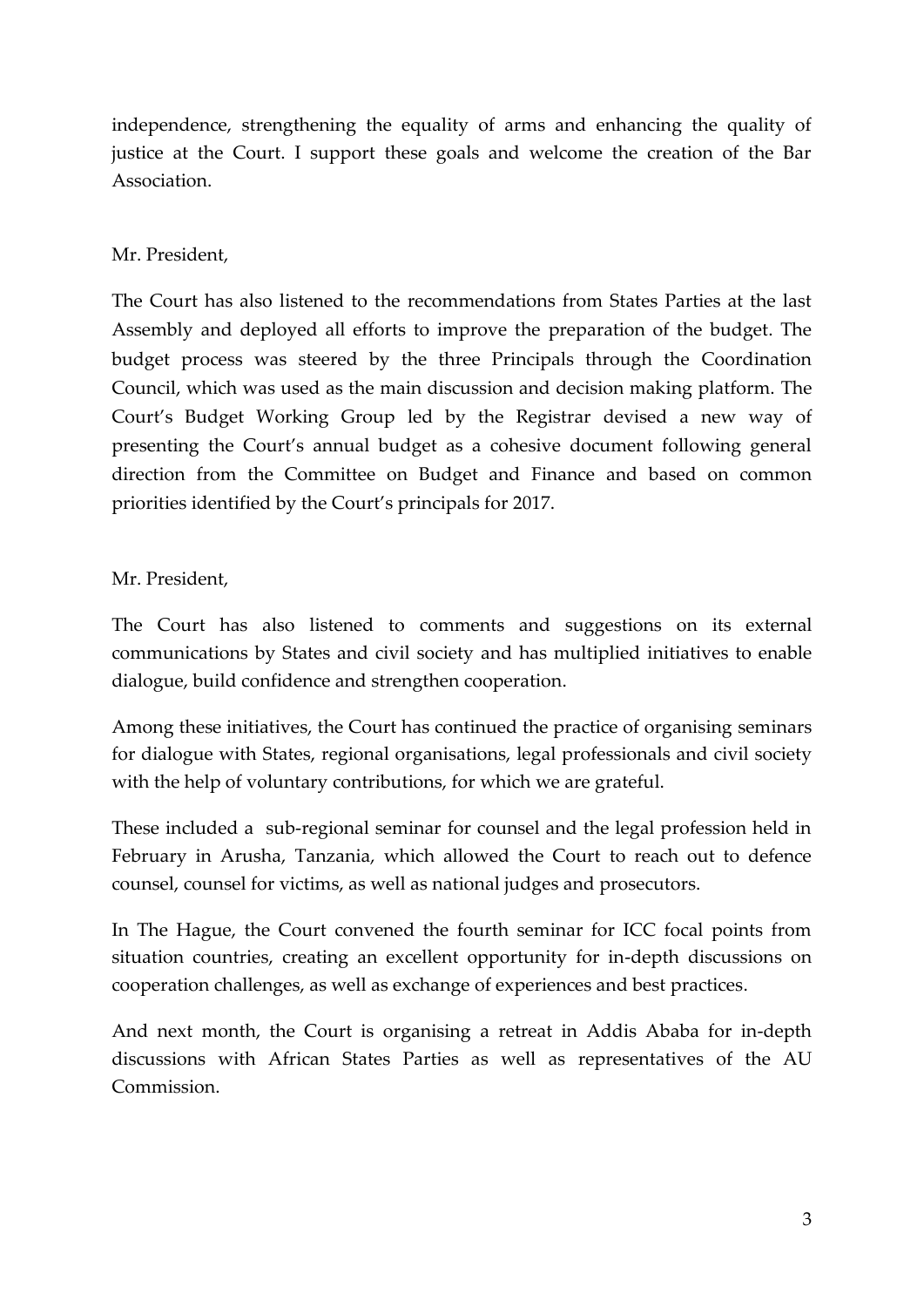independence, strengthening the equality of arms and enhancing the quality of justice at the Court. I support these goals and welcome the creation of the Bar Association.

Mr. President,

The Court has also listened to the recommendations from States Parties at the last Assembly and deployed all efforts to improve the preparation of the budget. The budget process was steered by the three Principals through the Coordination Council, which was used as the main discussion and decision making platform. The Court's Budget Working Group led by the Registrar devised a new way of presenting the Court's annual budget as a cohesive document following general direction from the Committee on Budget and Finance and based on common priorities identified by the Court's principals for 2017.

Mr. President,

The Court has also listened to comments and suggestions on its external communications by States and civil society and has multiplied initiatives to enable dialogue, build confidence and strengthen cooperation.

Among these initiatives, the Court has continued the practice of organising seminars for dialogue with States, regional organisations, legal professionals and civil society with the help of voluntary contributions, for which we are grateful.

These included a sub-regional seminar for counsel and the legal profession held in February in Arusha, Tanzania, which allowed the Court to reach out to defence counsel, counsel for victims, as well as national judges and prosecutors.

In The Hague, the Court convened the fourth seminar for ICC focal points from situation countries, creating an excellent opportunity for in-depth discussions on cooperation challenges, as well as exchange of experiences and best practices.

And next month, the Court is organising a retreat in Addis Ababa for in-depth discussions with African States Parties as well as representatives of the AU Commission.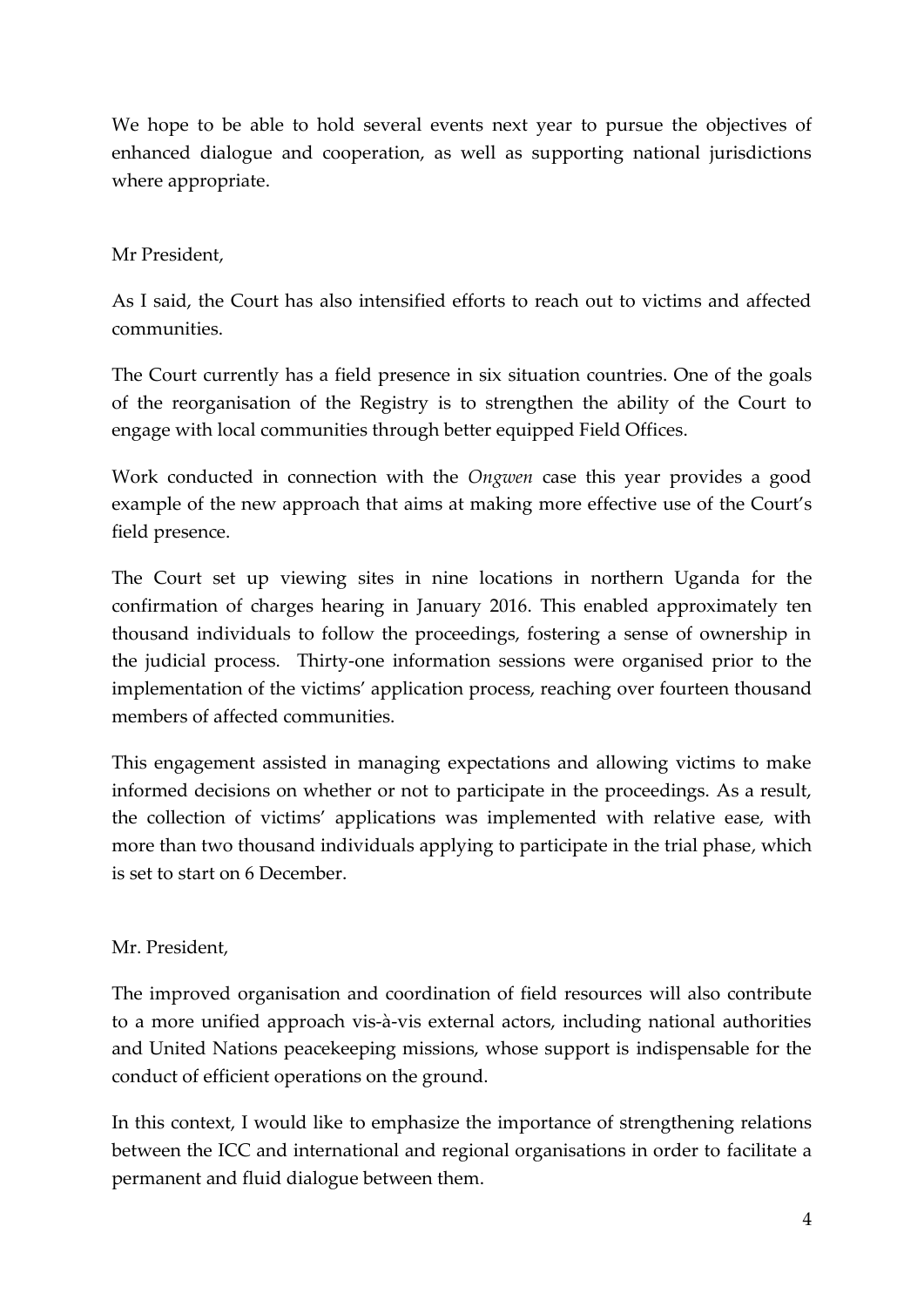We hope to be able to hold several events next year to pursue the objectives of enhanced dialogue and cooperation, as well as supporting national jurisdictions where appropriate.

Mr President,

As I said, the Court has also intensified efforts to reach out to victims and affected communities.

The Court currently has a field presence in six situation countries. One of the goals of the reorganisation of the Registry is to strengthen the ability of the Court to engage with local communities through better equipped Field Offices.

Work conducted in connection with the *Ongwen* case this year provides a good example of the new approach that aims at making more effective use of the Court's field presence.

The Court set up viewing sites in nine locations in northern Uganda for the confirmation of charges hearing in January 2016. This enabled approximately ten thousand individuals to follow the proceedings, fostering a sense of ownership in the judicial process. Thirty-one information sessions were organised prior to the implementation of the victims' application process, reaching over fourteen thousand members of affected communities.

This engagement assisted in managing expectations and allowing victims to make informed decisions on whether or not to participate in the proceedings. As a result, the collection of victims' applications was implemented with relative ease, with more than two thousand individuals applying to participate in the trial phase, which is set to start on 6 December.

Mr. President,

The improved organisation and coordination of field resources will also contribute to a more unified approach vis-à-vis external actors, including national authorities and United Nations peacekeeping missions, whose support is indispensable for the conduct of efficient operations on the ground.

In this context, I would like to emphasize the importance of strengthening relations between the ICC and international and regional organisations in order to facilitate a permanent and fluid dialogue between them.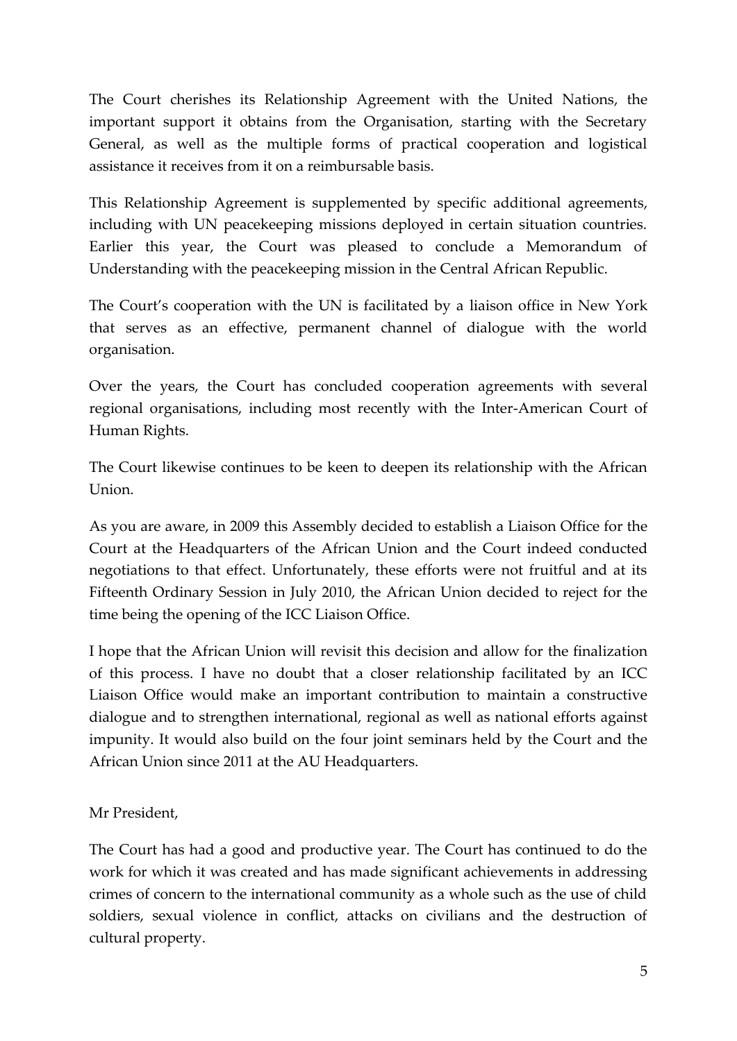The Court cherishes its Relationship Agreement with the United Nations, the important support it obtains from the Organisation, starting with the Secretary General, as well as the multiple forms of practical cooperation and logistical assistance it receives from it on a reimbursable basis.

This Relationship Agreement is supplemented by specific additional agreements, including with UN peacekeeping missions deployed in certain situation countries. Earlier this year, the Court was pleased to conclude a Memorandum of Understanding with the peacekeeping mission in the Central African Republic.

The Court's cooperation with the UN is facilitated by a liaison office in New York that serves as an effective, permanent channel of dialogue with the world organisation.

Over the years, the Court has concluded cooperation agreements with several regional organisations, including most recently with the Inter-American Court of Human Rights.

The Court likewise continues to be keen to deepen its relationship with the African Union.

As you are aware, in 2009 this Assembly decided to establish a Liaison Office for the Court at the Headquarters of the African Union and the Court indeed conducted negotiations to that effect. Unfortunately, these efforts were not fruitful and at its Fifteenth Ordinary Session in July 2010, the African Union decided to reject for the time being the opening of the ICC Liaison Office.

I hope that the African Union will revisit this decision and allow for the finalization of this process. I have no doubt that a closer relationship facilitated by an ICC Liaison Office would make an important contribution to maintain a constructive dialogue and to strengthen international, regional as well as national efforts against impunity. It would also build on the four joint seminars held by the Court and the African Union since 2011 at the AU Headquarters.

Mr President,

The Court has had a good and productive year. The Court has continued to do the work for which it was created and has made significant achievements in addressing crimes of concern to the international community as a whole such as the use of child soldiers, sexual violence in conflict, attacks on civilians and the destruction of cultural property.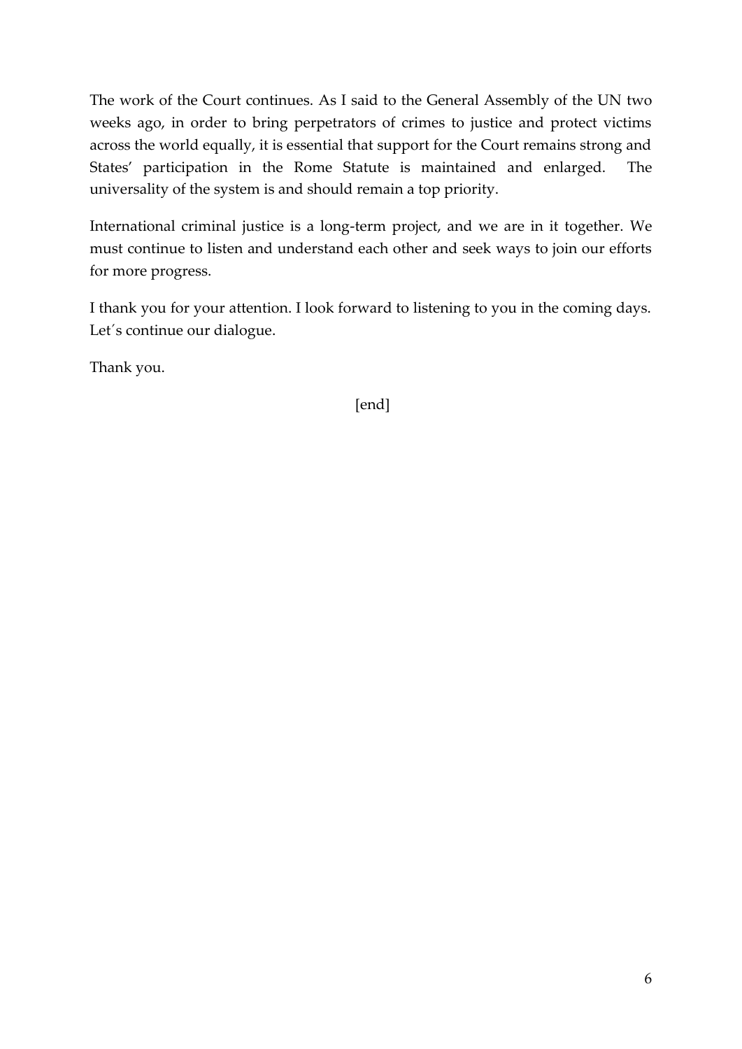The work of the Court continues. As I said to the General Assembly of the UN two weeks ago, in order to bring perpetrators of crimes to justice and protect victims across the world equally, it is essential that support for the Court remains strong and States' participation in the Rome Statute is maintained and enlarged. The universality of the system is and should remain a top priority.

International criminal justice is a long-term project, and we are in it together. We must continue to listen and understand each other and seek ways to join our efforts for more progress.

I thank you for your attention. I look forward to listening to you in the coming days. Let´s continue our dialogue.

Thank you.

[end]